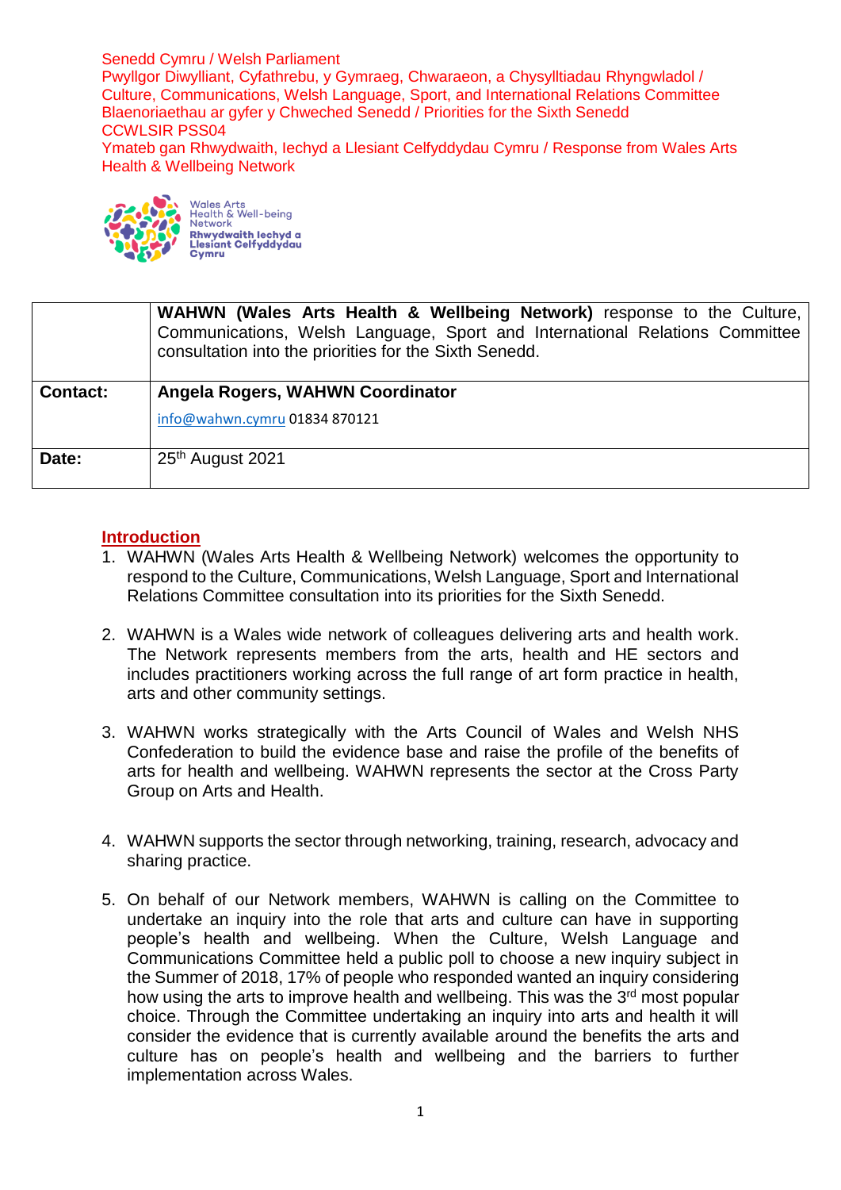Senedd Cymru / Welsh Parliament
Pwyllgor Diwylliant, Cyfathrebu, y Gymraeg, Chwaraeon, a Chysylltiadau Rhyngwladol / Culture, Communications, Welsh Language, Sport, and International Relations Committee
Blaenoriaethau ar gyfer y Chweched Senedd / Priorities for the Sixth Senedd
CCWLSIR PSS04
Ymateb gan Rhwydwaith, Iechyd a Llesiant Celfyddydau Cymru / Response from Wales Arts Health & Wellbeing Network

Wales Arts Health & Well-being Network
Rhwydwaith Iechyd a Llesiant Celfyddydau Cymru

| | **WAHWN (Wales Arts Health & Wellbeing Network)** response to the Culture, Communications, Welsh Language, Sport and International Relations Committee consultation into the priorities for the Sixth Senedd. |
|---|---|
| **Contact:** | **Angela Rogers, WAHWN Coordinator** <br> info@wahwn.cymru 01834 870121 |
| **Date:** | 25th August 2021 |

## Introduction

1. WAHWN (Wales Arts Health & Wellbeing Network) welcomes the opportunity to respond to the Culture, Communications, Welsh Language, Sport and International Relations Committee consultation into its priorities for the Sixth Senedd.

2. WAHWN is a Wales wide network of colleagues delivering arts and health work. The Network represents members from the arts, health and HE sectors and includes practitioners working across the full range of art form practice in health, arts and other community settings.

3. WAHWN works strategically with the Arts Council of Wales and Welsh NHS Confederation to build the evidence base and raise the profile of the benefits of arts for health and wellbeing. WAHWN represents the sector at the Cross Party Group on Arts and Health.

4. WAHWN supports the sector through networking, training, research, advocacy and sharing practice.

5. On behalf of our Network members, WAHWN is calling on the Committee to undertake an inquiry into the role that arts and culture can have in supporting people's health and wellbeing. When the Culture, Welsh Language and Communications Committee held a public poll to choose a new inquiry subject in the Summer of 2018, 17% of people who responded wanted an inquiry considering how using the arts to improve health and wellbeing. This was the 3rd most popular choice. Through the Committee undertaking an inquiry into arts and health it will consider the evidence that is currently available around the benefits the arts and culture has on people's health and wellbeing and the barriers to further implementation across Wales.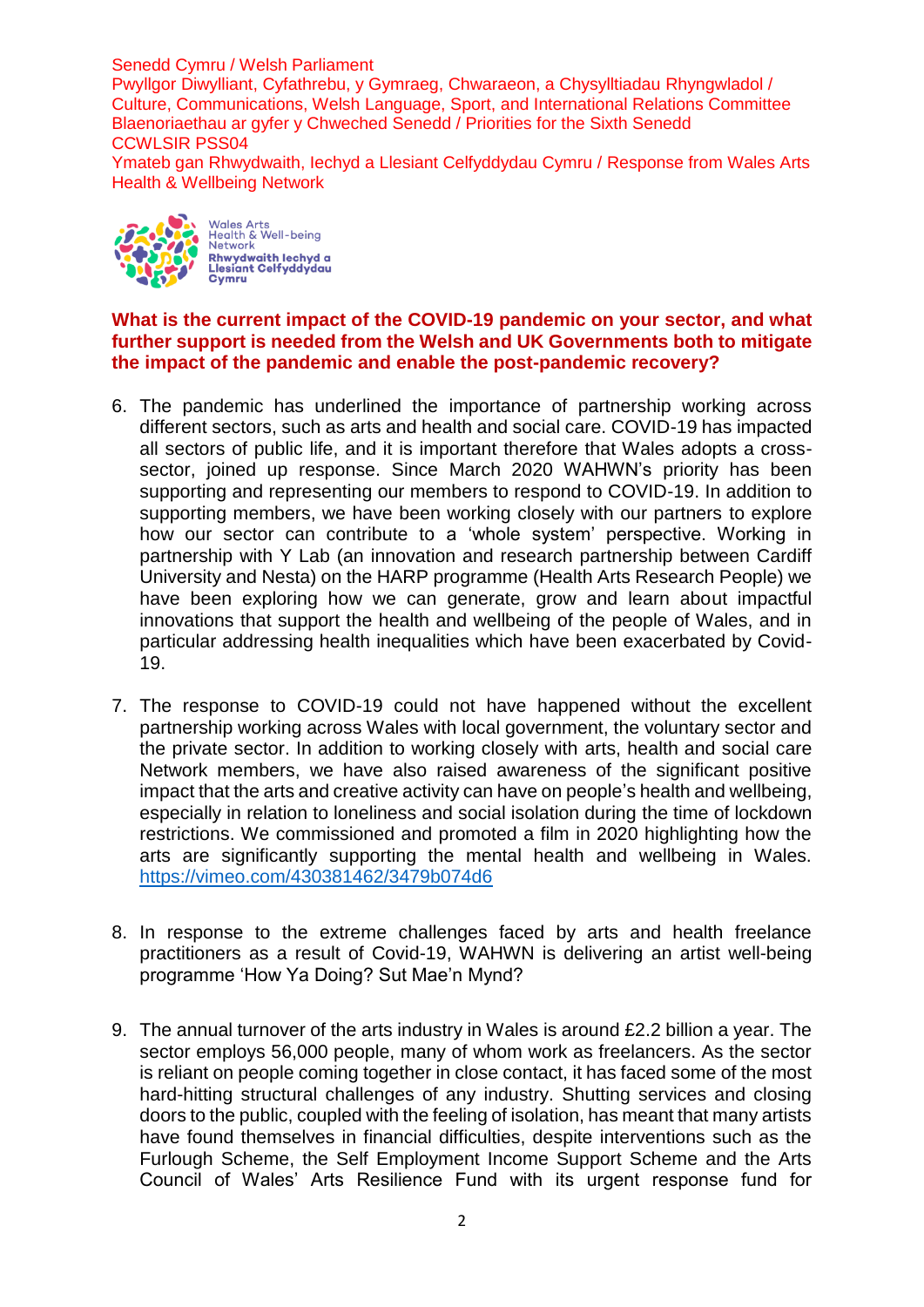Senedd Cymru / Welsh Parliament
Pwyllgor Diwylliant, Cyfathrebu, y Gymraeg, Chwaraeon, a Chysylltiadau Rhyngwladol / Culture, Communications, Welsh Language, Sport, and International Relations Committee
Blaenoriaethau ar gyfer y Chweched Senedd / Priorities for the Sixth Senedd
CCWLSIR PSS04
Ymateb gan Rhwydwaith, Iechyd a Llesiant Celfyddydau Cymru / Response from Wales Arts Health & Wellbeing Network

Wales Arts Health & Well-being Network
Rhwydwaith Iechyd a Llesiant Celfyddydau Cymru

**What is the current impact of the COVID-19 pandemic on your sector, and what further support is needed from the Welsh and UK Governments both to mitigate the impact of the pandemic and enable the post-pandemic recovery?**

6. The pandemic has underlined the importance of partnership working across different sectors, such as arts and health and social care. COVID-19 has impacted all sectors of public life, and it is important therefore that Wales adopts a cross-sector, joined up response. Since March 2020 WAHWN's priority has been supporting and representing our members to respond to COVID-19. In addition to supporting members, we have been working closely with our partners to explore how our sector can contribute to a 'whole system' perspective. Working in partnership with Y Lab (an innovation and research partnership between Cardiff University and Nesta) on the HARP programme (Health Arts Research People) we have been exploring how we can generate, grow and learn about impactful innovations that support the health and wellbeing of the people of Wales, and in particular addressing health inequalities which have been exacerbated by Covid-19.

7. The response to COVID-19 could not have happened without the excellent partnership working across Wales with local government, the voluntary sector and the private sector. In addition to working closely with arts, health and social care Network members, we have also raised awareness of the significant positive impact that the arts and creative activity can have on people's health and wellbeing, especially in relation to loneliness and social isolation during the time of lockdown restrictions. We commissioned and promoted a film in 2020 highlighting how the arts are significantly supporting the mental health and wellbeing in Wales. https://vimeo.com/430381462/3479b074d6

8. In response to the extreme challenges faced by arts and health freelance practitioners as a result of Covid-19, WAHWN is delivering an artist well-being programme 'How Ya Doing? Sut Mae'n Mynd?

9. The annual turnover of the arts industry in Wales is around £2.2 billion a year. The sector employs 56,000 people, many of whom work as freelancers. As the sector is reliant on people coming together in close contact, it has faced some of the most hard-hitting structural challenges of any industry. Shutting services and closing doors to the public, coupled with the feeling of isolation, has meant that many artists have found themselves in financial difficulties, despite interventions such as the Furlough Scheme, the Self Employment Income Support Scheme and the Arts Council of Wales' Arts Resilience Fund with its urgent response fund for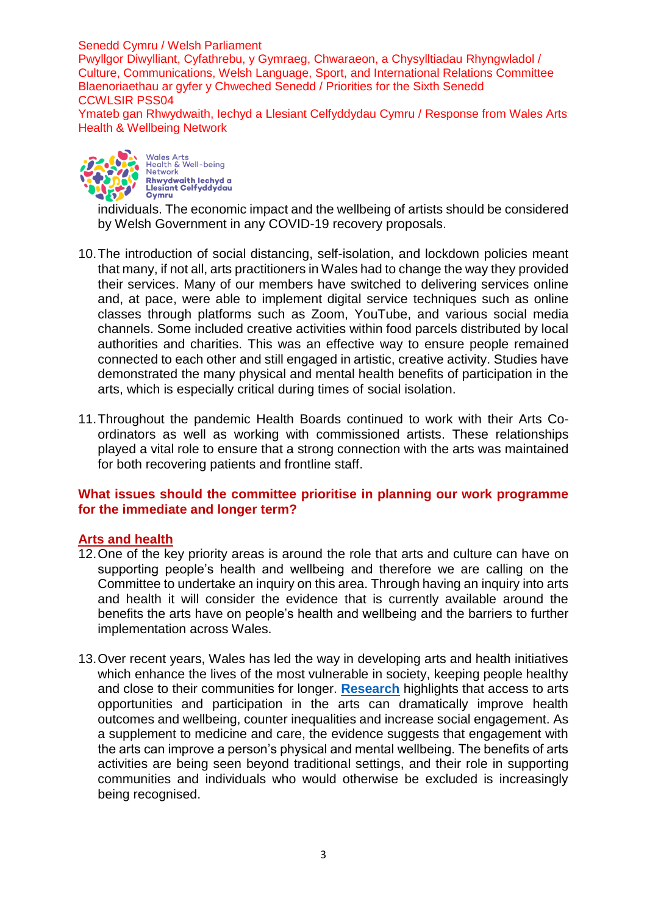individuals. The economic impact and the wellbeing of artists should be considered by Welsh Government in any COVID-19 recovery proposals.

10. The introduction of social distancing, self-isolation, and lockdown policies meant that many, if not all, arts practitioners in Wales had to change the way they provided their services. Many of our members have switched to delivering services online and, at pace, were able to implement digital service techniques such as online classes through platforms such as Zoom, YouTube, and various social media channels. Some included creative activities within food parcels distributed by local authorities and charities. This was an effective way to ensure people remained connected to each other and still engaged in artistic, creative activity. Studies have demonstrated the many physical and mental health benefits of participation in the arts, which is especially critical during times of social isolation.

11. Throughout the pandemic Health Boards continued to work with their Arts Co-ordinators as well as working with commissioned artists. These relationships played a vital role to ensure that a strong connection with the arts was maintained for both recovering patients and frontline staff.

## What issues should the committee prioritise in planning our work programme for the immediate and longer term?

### Arts and health

12. One of the key priority areas is around the role that arts and culture can have on supporting people's health and wellbeing and therefore we are calling on the Committee to undertake an inquiry on this area. Through having an inquiry into arts and health it will consider the evidence that is currently available around the benefits the arts have on people's health and wellbeing and the barriers to further implementation across Wales.

13. Over recent years, Wales has led the way in developing arts and health initiatives which enhance the lives of the most vulnerable in society, keeping people healthy and close to their communities for longer. **Research** highlights that access to arts opportunities and participation in the arts can dramatically improve health outcomes and wellbeing, counter inequalities and increase social engagement. As a supplement to medicine and care, the evidence suggests that engagement with the arts can improve a person's physical and mental wellbeing. The benefits of arts activities are being seen beyond traditional settings, and their role in supporting communities and individuals who would otherwise be excluded is increasingly being recognised.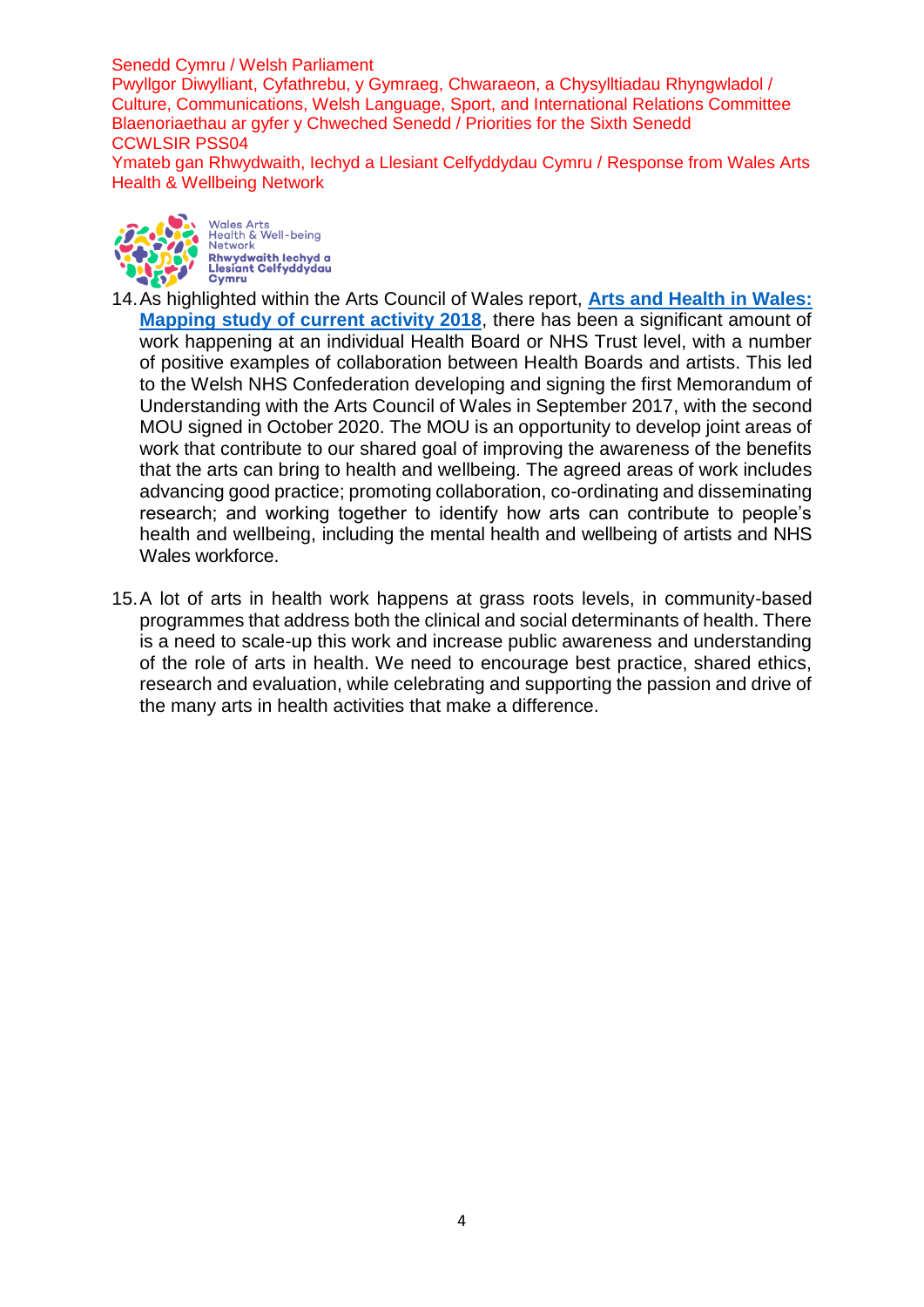Senedd Cymru / Welsh Parliament
Pwyllgor Diwylliant, Cyfathrebu, y Gymraeg, Chwaraeon, a Chysylltiadau Rhyngwladol / Culture, Communications, Welsh Language, Sport, and International Relations Committee
Blaenoriaethau ar gyfer y Chweched Senedd / Priorities for the Sixth Senedd
CCWLSIR PSS04
Ymateb gan Rhwydwaith, Iechyd a Llesiant Celfyddydau Cymru / Response from Wales Arts Health & Wellbeing Network

Wales Arts Health & Well-being Network
Rhwydwaith Iechyd a Llesiant Celfyddydau Cymru

14. As highlighted within the Arts Council of Wales report, **Arts and Health in Wales: Mapping study of current activity 2018**, there has been a significant amount of work happening at an individual Health Board or NHS Trust level, with a number of positive examples of collaboration between Health Boards and artists. This led to the Welsh NHS Confederation developing and signing the first Memorandum of Understanding with the Arts Council of Wales in September 2017, with the second MOU signed in October 2020. The MOU is an opportunity to develop joint areas of work that contribute to our shared goal of improving the awareness of the benefits that the arts can bring to health and wellbeing. The agreed areas of work includes advancing good practice; promoting collaboration, co-ordinating and disseminating research; and working together to identify how arts can contribute to people's health and wellbeing, including the mental health and wellbeing of artists and NHS Wales workforce.

15. A lot of arts in health work happens at grass roots levels, in community-based programmes that address both the clinical and social determinants of health. There is a need to scale-up this work and increase public awareness and understanding of the role of arts in health. We need to encourage best practice, shared ethics, research and evaluation, while celebrating and supporting the passion and drive of the many arts in health activities that make a difference.